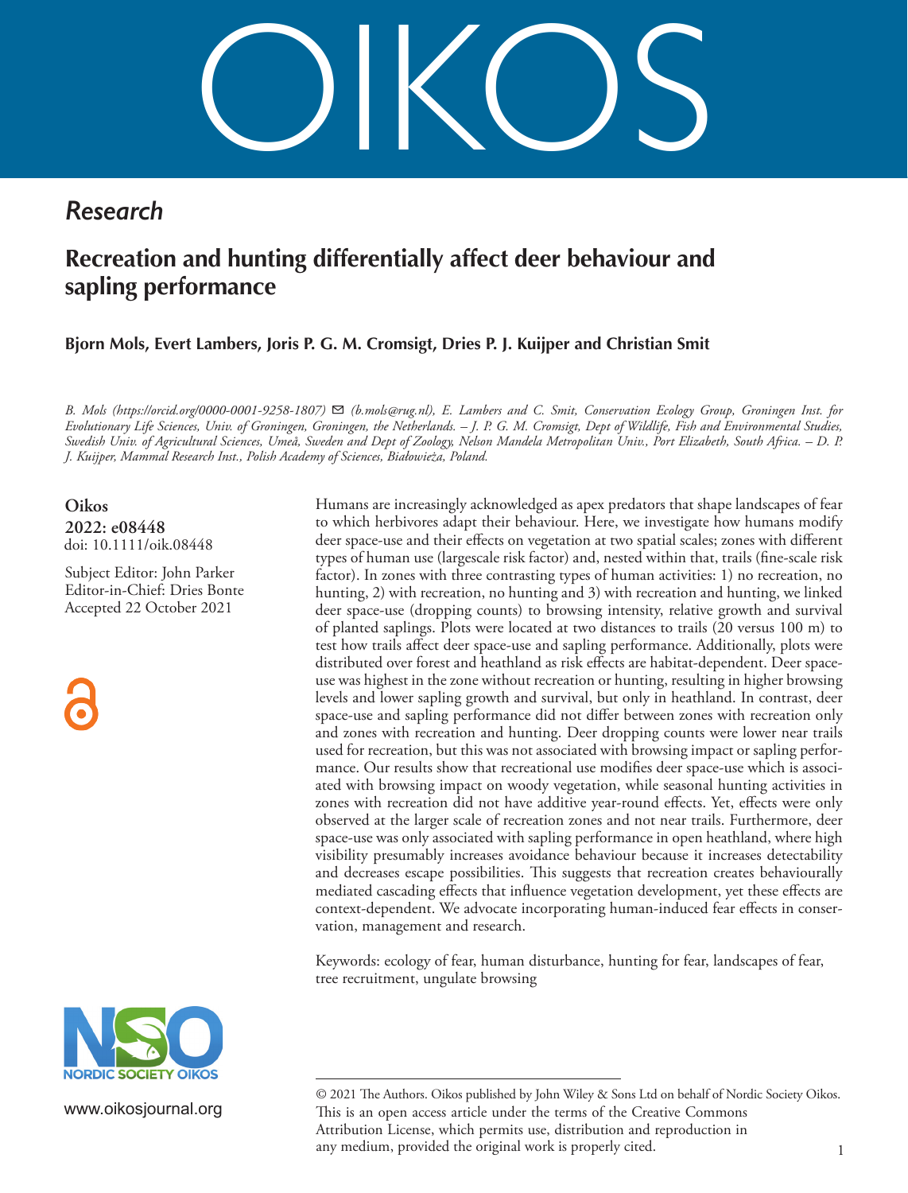# OIKOS

*Research*

## Recreation and hunting differentially affect deer behaviour and sapling performance

**Bjorn Mols, Evert Lambers, Joris P. G. M. Cromsigt, Dries P. J. Kuijper and Christian Smit**

*B. Mols (https://orcid.org/0000-0001-9258-1807) ✉ (b.mols@rug.nl), E. Lambers and C. Smit, Conservation Ecology Group, Groningen Inst. for Evolutionary Life Sciences, Univ. of Groningen, Groningen, the Netherlands. – J. P. G. M. Cromsigt, Dept of Wildlife, Fish and Environmental Studies, Swedish Univ. of Agricultural Sciences, Umeå, Sweden and Dept of Zoology, Nelson Mandela Metropolitan Univ., Port Elizabeth, South Africa. – D. P. J. Kuijper, Mammal Research Inst., Polish Academy of Sciences, Białowieża, Poland.*

**Oikos**
**2022: e08448**
doi: 10.1111/oik.08448

Subject Editor: John Parker
Editor-in-Chief: Dries Bonte
Accepted 22 October 2021

Humans are increasingly acknowledged as apex predators that shape landscapes of fear to which herbivores adapt their behaviour. Here, we investigate how humans modify deer space-use and their effects on vegetation at two spatial scales; zones with different types of human use (largescale risk factor) and, nested within that, trails (fine-scale risk factor). In zones with three contrasting types of human activities: 1) no recreation, no hunting, 2) with recreation, no hunting and 3) with recreation and hunting, we linked deer space-use (dropping counts) to browsing intensity, relative growth and survival of planted saplings. Plots were located at two distances to trails (20 versus 100 m) to test how trails affect deer space-use and sapling performance. Additionally, plots were distributed over forest and heathland as risk effects are habitat-dependent. Deer space-use was highest in the zone without recreation or hunting, resulting in higher browsing levels and lower sapling growth and survival, but only in heathland. In contrast, deer space-use and sapling performance did not differ between zones with recreation only and zones with recreation and hunting. Deer dropping counts were lower near trails used for recreation, but this was not associated with browsing impact or sapling performance. Our results show that recreational use modifies deer space-use which is associated with browsing impact on woody vegetation, while seasonal hunting activities in zones with recreation did not have additive year-round effects. Yet, effects were only observed at the larger scale of recreation zones and not near trails. Furthermore, deer space-use was only associated with sapling performance in open heathland, where high visibility presumably increases avoidance behaviour because it increases detectability and decreases escape possibilities. This suggests that recreation creates behaviourally mediated cascading effects that influence vegetation development, yet these effects are context-dependent. We advocate incorporating human-induced fear effects in conservation, management and research.

Keywords: ecology of fear, human disturbance, hunting for fear, landscapes of fear, tree recruitment, ungulate browsing

www.oikosjournal.org

© 2021 The Authors. Oikos published by John Wiley & Sons Ltd on behalf of Nordic Society Oikos. This is an open access article under the terms of the Creative Commons Attribution License, which permits use, distribution and reproduction in any medium, provided the original work is properly cited.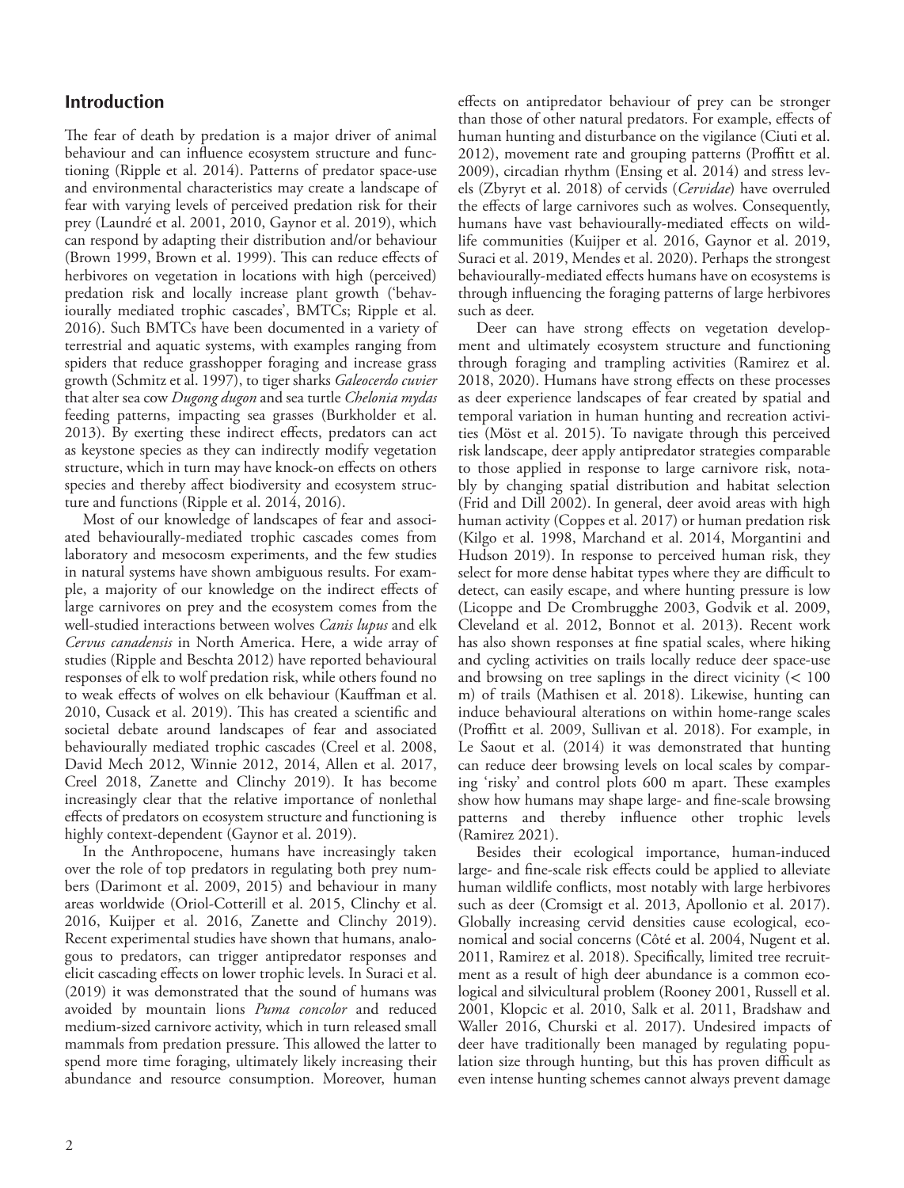## Introduction

The fear of death by predation is a major driver of animal behaviour and can influence ecosystem structure and functioning (Ripple et al. 2014). Patterns of predator space-use and environmental characteristics may create a landscape of fear with varying levels of perceived predation risk for their prey (Laundré et al. 2001, 2010, Gaynor et al. 2019), which can respond by adapting their distribution and/or behaviour (Brown 1999, Brown et al. 1999). This can reduce effects of herbivores on vegetation in locations with high (perceived) predation risk and locally increase plant growth ('behaviourally mediated trophic cascades', BMTCs; Ripple et al. 2016). Such BMTCs have been documented in a variety of terrestrial and aquatic systems, with examples ranging from spiders that reduce grasshopper foraging and increase grass growth (Schmitz et al. 1997), to tiger sharks *Galeocerdo cuvier* that alter sea cow *Dugong dugon* and sea turtle *Chelonia mydas* feeding patterns, impacting sea grasses (Burkholder et al. 2013). By exerting these indirect effects, predators can act as keystone species as they can indirectly modify vegetation structure, which in turn may have knock-on effects on others species and thereby affect biodiversity and ecosystem structure and functions (Ripple et al. 2014, 2016).

Most of our knowledge of landscapes of fear and associated behaviourally-mediated trophic cascades comes from laboratory and mesocosm experiments, and the few studies in natural systems have shown ambiguous results. For example, a majority of our knowledge on the indirect effects of large carnivores on prey and the ecosystem comes from the well-studied interactions between wolves *Canis lupus* and elk *Cervus canadensis* in North America. Here, a wide array of studies (Ripple and Beschta 2012) have reported behavioural responses of elk to wolf predation risk, while others found no to weak effects of wolves on elk behaviour (Kauffman et al. 2010, Cusack et al. 2019). This has created a scientific and societal debate around landscapes of fear and associated behaviourally mediated trophic cascades (Creel et al. 2008, David Mech 2012, Winnie 2012, 2014, Allen et al. 2017, Creel 2018, Zanette and Clinchy 2019). It has become increasingly clear that the relative importance of nonlethal effects of predators on ecosystem structure and functioning is highly context-dependent (Gaynor et al. 2019).

In the Anthropocene, humans have increasingly taken over the role of top predators in regulating both prey numbers (Darimont et al. 2009, 2015) and behaviour in many areas worldwide (Oriol-Cotterill et al. 2015, Clinchy et al. 2016, Kuijper et al. 2016, Zanette and Clinchy 2019). Recent experimental studies have shown that humans, analogous to predators, can trigger antipredator responses and elicit cascading effects on lower trophic levels. In Suraci et al. (2019) it was demonstrated that the sound of humans was avoided by mountain lions *Puma concolor* and reduced medium-sized carnivore activity, which in turn released small mammals from predation pressure. This allowed the latter to spend more time foraging, ultimately likely increasing their abundance and resource consumption. Moreover, human effects on antipredator behaviour of prey can be stronger than those of other natural predators. For example, effects of human hunting and disturbance on the vigilance (Ciuti et al. 2012), movement rate and grouping patterns (Proffitt et al. 2009), circadian rhythm (Ensing et al. 2014) and stress levels (Zbyryt et al. 2018) of cervids (*Cervidae*) have overruled the effects of large carnivores such as wolves. Consequently, humans have vast behaviourally-mediated effects on wildlife communities (Kuijper et al. 2016, Gaynor et al. 2019, Suraci et al. 2019, Mendes et al. 2020). Perhaps the strongest behaviourally-mediated effects humans have on ecosystems is through influencing the foraging patterns of large herbivores such as deer.

Deer can have strong effects on vegetation development and ultimately ecosystem structure and functioning through foraging and trampling activities (Ramirez et al. 2018, 2020). Humans have strong effects on these processes as deer experience landscapes of fear created by spatial and temporal variation in human hunting and recreation activities (Möst et al. 2015). To navigate through this perceived risk landscape, deer apply antipredator strategies comparable to those applied in response to large carnivore risk, notably by changing spatial distribution and habitat selection (Frid and Dill 2002). In general, deer avoid areas with high human activity (Coppes et al. 2017) or human predation risk (Kilgo et al. 1998, Marchand et al. 2014, Morgantini and Hudson 2019). In response to perceived human risk, they select for more dense habitat types where they are difficult to detect, can easily escape, and where hunting pressure is low (Licoppe and De Crombrugghe 2003, Godvik et al. 2009, Cleveland et al. 2012, Bonnot et al. 2013). Recent work has also shown responses at fine spatial scales, where hiking and cycling activities on trails locally reduce deer space-use and browsing on tree saplings in the direct vicinity (< 100 m) of trails (Mathisen et al. 2018). Likewise, hunting can induce behavioural alterations on within home-range scales (Proffitt et al. 2009, Sullivan et al. 2018). For example, in Le Saout et al. (2014) it was demonstrated that hunting can reduce deer browsing levels on local scales by comparing 'risky' and control plots 600 m apart. These examples show how humans may shape large- and fine-scale browsing patterns and thereby influence other trophic levels (Ramirez 2021).

Besides their ecological importance, human-induced large- and fine-scale risk effects could be applied to alleviate human wildlife conflicts, most notably with large herbivores such as deer (Cromsigt et al. 2013, Apollonio et al. 2017). Globally increasing cervid densities cause ecological, economical and social concerns (Côté et al. 2004, Nugent et al. 2011, Ramirez et al. 2018). Specifically, limited tree recruitment as a result of high deer abundance is a common ecological and silvicultural problem (Rooney 2001, Russell et al. 2001, Klopcic et al. 2010, Salk et al. 2011, Bradshaw and Waller 2016, Churski et al. 2017). Undesired impacts of deer have traditionally been managed by regulating population size through hunting, but this has proven difficult as even intense hunting schemes cannot always prevent damage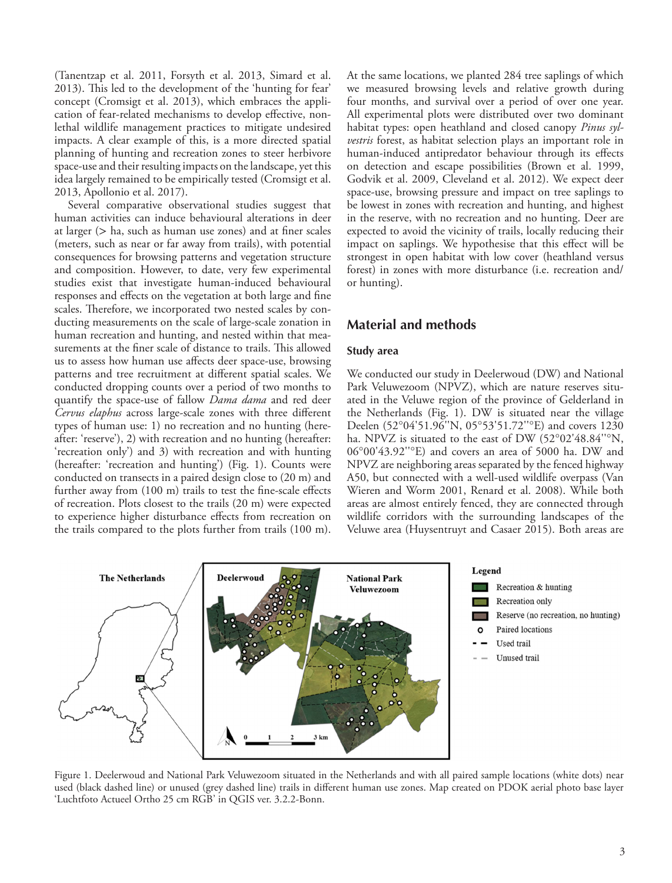(Tanentzap et al. 2011, Forsyth et al. 2013, Simard et al. 2013). This led to the development of the 'hunting for fear' concept (Cromsigt et al. 2013), which embraces the application of fear-related mechanisms to develop effective, non-lethal wildlife management practices to mitigate undesired impacts. A clear example of this, is a more directed spatial planning of hunting and recreation zones to steer herbivore space-use and their resulting impacts on the landscape, yet this idea largely remained to be empirically tested (Cromsigt et al. 2013, Apollonio et al. 2017).

Several comparative observational studies suggest that human activities can induce behavioural alterations in deer at larger (> ha, such as human use zones) and at finer scales (meters, such as near or far away from trails), with potential consequences for browsing patterns and vegetation structure and composition. However, to date, very few experimental studies exist that investigate human-induced behavioural responses and effects on the vegetation at both large and fine scales. Therefore, we incorporated two nested scales by conducting measurements on the scale of large-scale zonation in human recreation and hunting, and nested within that measurements at the finer scale of distance to trails. This allowed us to assess how human use affects deer space-use, browsing patterns and tree recruitment at different spatial scales. We conducted dropping counts over a period of two months to quantify the space-use of fallow *Dama dama* and red deer *Cervus elaphus* across large-scale zones with three different types of human use: 1) no recreation and no hunting (hereafter: 'reserve'), 2) with recreation and no hunting (hereafter: 'recreation only') and 3) with recreation and with hunting (hereafter: 'recreation and hunting') (Fig. 1). Counts were conducted on transects in a paired design close to (20 m) and further away from (100 m) trails to test the fine-scale effects of recreation. Plots closest to the trails (20 m) were expected to experience higher disturbance effects from recreation on the trails compared to the plots further from trails (100 m). At the same locations, we planted 284 tree saplings of which we measured browsing levels and relative growth during four months, and survival over a period of over one year. All experimental plots were distributed over two dominant habitat types: open heathland and closed canopy *Pinus sylvestris* forest, as habitat selection plays an important role in human-induced antipredator behaviour through its effects on detection and escape possibilities (Brown et al. 1999, Godvik et al. 2009, Cleveland et al. 2012). We expect deer space-use, browsing pressure and impact on tree saplings to be lowest in zones with recreation and hunting, and highest in the reserve, with no recreation and no hunting. Deer are expected to avoid the vicinity of trails, locally reducing their impact on saplings. We hypothesise that this effect will be strongest in open habitat with low cover (heathland versus forest) in zones with more disturbance (i.e. recreation and/or hunting).

## Material and methods

### Study area

We conducted our study in Deelerwoud (DW) and National Park Veluwezoom (NPVZ), which are nature reserves situated in the Veluwe region of the province of Gelderland in the Netherlands (Fig. 1). DW is situated near the village Deelen (52°04'51.96''N, 05°53'51.72''°E) and covers 1230 ha. NPVZ is situated to the east of DW (52°02'48.84''°N, 06°00'43.92''°E) and covers an area of 5000 ha. DW and NPVZ are neighboring areas separated by the fenced highway A50, but connected with a well-used wildlife overpass (Van Wieren and Worm 2001, Renard et al. 2008). While both areas are almost entirely fenced, they are connected through wildlife corridors with the surrounding landscapes of the Veluwe area (Huysentruyt and Casaer 2015). Both areas are

Figure 1. Deelerwoud and National Park Veluwezoom situated in the Netherlands and with all paired sample locations (white dots) near used (black dashed line) or unused (grey dashed line) trails in different human use zones. Map created on PDOK aerial photo base layer 'Luchtfoto Actueel Ortho 25 cm RGB' in QGIS ver. 3.2.2-Bonn.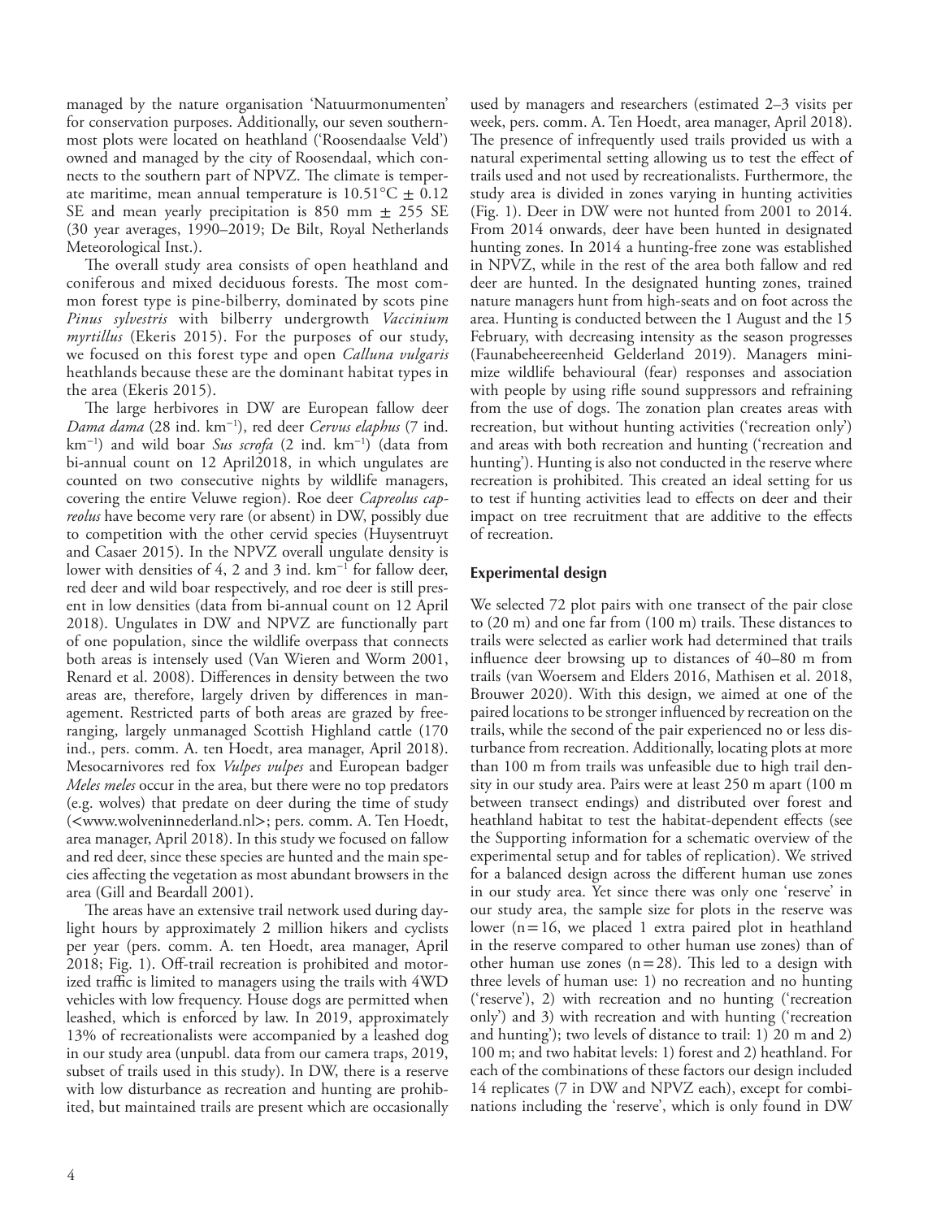managed by the nature organisation 'Natuurmonumenten' for conservation purposes. Additionally, our seven southernmost plots were located on heathland ('Roosendaalse Veld') owned and managed by the city of Roosendaal, which connects to the southern part of NPVZ. The climate is temperate maritime, mean annual temperature is 10.51°C ± 0.12 SE and mean yearly precipitation is 850 mm ± 255 SE (30 year averages, 1990–2019; De Bilt, Royal Netherlands Meteorological Inst.).

The overall study area consists of open heathland and coniferous and mixed deciduous forests. The most common forest type is pine-bilberry, dominated by scots pine *Pinus sylvestris* with bilberry undergrowth *Vaccinium myrtillus* (Ekeris 2015). For the purposes of our study, we focused on this forest type and open *Calluna vulgaris* heathlands because these are the dominant habitat types in the area (Ekeris 2015).

The large herbivores in DW are European fallow deer *Dama dama* (28 ind. $km^{-1}$), red deer *Cervus elaphus* (7 ind. $km^{-1}$) and wild boar *Sus scrofa* (2 ind. $km^{-1}$) (data from bi-annual count on 12 April2018, in which ungulates are counted on two consecutive nights by wildlife managers, covering the entire Veluwe region). Roe deer *Capreolus capreolus* have become very rare (or absent) in DW, possibly due to competition with the other cervid species (Huysentruyt and Casaer 2015). In the NPVZ overall ungulate density is lower with densities of 4, 2 and 3 ind. $km^{-1}$ for fallow deer, red deer and wild boar respectively, and roe deer is still present in low densities (data from bi-annual count on 12 April 2018). Ungulates in DW and NPVZ are functionally part of one population, since the wildlife overpass that connects both areas is intensely used (Van Wieren and Worm 2001, Renard et al. 2008). Differences in density between the two areas are, therefore, largely driven by differences in management. Restricted parts of both areas are grazed by free-ranging, largely unmanaged Scottish Highland cattle (170 ind., pers. comm. A. ten Hoedt, area manager, April 2018). Mesocarnivores red fox *Vulpes vulpes* and European badger *Meles meles* occur in the area, but there were no top predators (e.g. wolves) that predate on deer during the time of study (<www.wolveninnederland.nl>; pers. comm. A. Ten Hoedt, area manager, April 2018). In this study we focused on fallow and red deer, since these species are hunted and the main species affecting the vegetation as most abundant browsers in the area (Gill and Beardall 2001).

The areas have an extensive trail network used during daylight hours by approximately 2 million hikers and cyclists per year (pers. comm. A. ten Hoedt, area manager, April 2018; Fig. 1). Off-trail recreation is prohibited and motorized traffic is limited to managers using the trails with 4WD vehicles with low frequency. House dogs are permitted when leashed, which is enforced by law. In 2019, approximately 13% of recreationalists were accompanied by a leashed dog in our study area (unpubl. data from our camera traps, 2019, subset of trails used in this study). In DW, there is a reserve with low disturbance as recreation and hunting are prohibited, but maintained trails are present which are occasionally used by managers and researchers (estimated 2–3 visits per week, pers. comm. A. Ten Hoedt, area manager, April 2018). The presence of infrequently used trails provided us with a natural experimental setting allowing us to test the effect of trails used and not used by recreationalists. Furthermore, the study area is divided in zones varying in hunting activities (Fig. 1). Deer in DW were not hunted from 2001 to 2014. From 2014 onwards, deer have been hunted in designated hunting zones. In 2014 a hunting-free zone was established in NPVZ, while in the rest of the area both fallow and red deer are hunted. In the designated hunting zones, trained nature managers hunt from high-seats and on foot across the area. Hunting is conducted between the 1 August and the 15 February, with decreasing intensity as the season progresses (Faunabeheereenheid Gelderland 2019). Managers minimize wildlife behavioural (fear) responses and association with people by using rifle sound suppressors and refraining from the use of dogs. The zonation plan creates areas with recreation, but without hunting activities ('recreation only') and areas with both recreation and hunting ('recreation and hunting'). Hunting is also not conducted in the reserve where recreation is prohibited. This created an ideal setting for us to test if hunting activities lead to effects on deer and their impact on tree recruitment that are additive to the effects of recreation.

## Experimental design

We selected 72 plot pairs with one transect of the pair close to (20 m) and one far from (100 m) trails. These distances to trails were selected as earlier work had determined that trails influence deer browsing up to distances of 40–80 m from trails (van Woersem and Elders 2016, Mathisen et al. 2018, Brouwer 2020). With this design, we aimed at one of the paired locations to be stronger influenced by recreation on the trails, while the second of the pair experienced no or less disturbance from recreation. Additionally, locating plots at more than 100 m from trails was unfeasible due to high trail density in our study area. Pairs were at least 250 m apart (100 m between transect endings) and distributed over forest and heathland habitat to test the habitat-dependent effects (see the Supporting information for a schematic overview of the experimental setup and for tables of replication). We strived for a balanced design across the different human use zones in our study area. Yet since there was only one 'reserve' in our study area, the sample size for plots in the reserve was lower (n = 16, we placed 1 extra paired plot in heathland in the reserve compared to other human use zones) than of other human use zones (n = 28). This led to a design with three levels of human use: 1) no recreation and no hunting ('reserve'), 2) with recreation and no hunting ('recreation only') and 3) with recreation and with hunting ('recreation and hunting'); two levels of distance to trail: 1) 20 m and 2) 100 m; and two habitat levels: 1) forest and 2) heathland. For each of the combinations of these factors our design included 14 replicates (7 in DW and NPVZ each), except for combinations including the 'reserve', which is only found in DW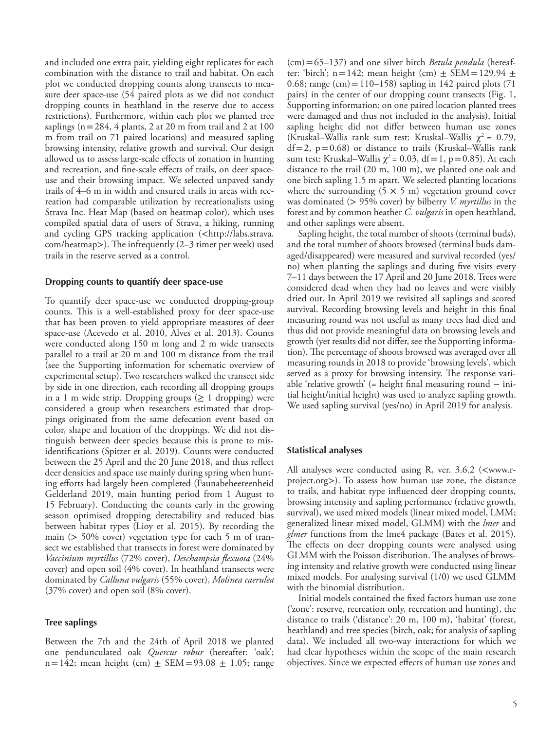and included one extra pair, yielding eight replicates for each combination with the distance to trail and habitat. On each plot we conducted dropping counts along transects to measure deer space-use (54 paired plots as we did not conduct dropping counts in heathland in the reserve due to access restrictions). Furthermore, within each plot we planted tree saplings (n = 284, 4 plants, 2 at 20 m from trail and 2 at 100 m from trail on 71 paired locations) and measured sapling browsing intensity, relative growth and survival. Our design allowed us to assess large-scale effects of zonation in hunting and recreation, and fine-scale effects of trails, on deer space-use and their browsing impact. We selected unpaved sandy trails of 4–6 m in width and ensured trails in areas with recreation had comparable utilization by recreationalists using Strava Inc. Heat Map (based on heatmap color), which uses compiled spatial data of users of Strava, a hiking, running and cycling GPS tracking application (<http://labs.strava.com/heatmap>). The infrequently (2–3 timer per week) used trails in the reserve served as a control.

### Dropping counts to quantify deer space-use

To quantify deer space-use we conducted dropping-group counts. This is a well-established proxy for deer space-use that has been proven to yield appropriate measures of deer space-use (Acevedo et al. 2010, Alves et al. 2013). Counts were conducted along 150 m long and 2 m wide transects parallel to a trail at 20 m and 100 m distance from the trail (see the Supporting information for schematic overview of experimental setup). Two researchers walked the transect side by side in one direction, each recording all dropping groups in a 1 m wide strip. Dropping groups (≥ 1 dropping) were considered a group when researchers estimated that droppings originated from the same defecation event based on color, shape and location of the droppings. We did not distinguish between deer species because this is prone to misidentifications (Spitzer et al. 2019). Counts were conducted between the 25 April and the 20 June 2018, and thus reflect deer densities and space use mainly during spring when hunting efforts had largely been completed (Faunabeheereenheid Gelderland 2019, main hunting period from 1 August to 15 February). Conducting the counts early in the growing season optimised dropping detectability and reduced bias between habitat types (Lioy et al. 2015). By recording the main (> 50% cover) vegetation type for each 5 m of transect we established that transects in forest were dominated by *Vaccinium myrtillus* (72% cover), *Deschampsia flexuosa* (24% cover) and open soil (4% cover). In heathland transects were dominated by *Calluna vulgaris* (55% cover), *Molinea caerulea* (37% cover) and open soil (8% cover).

### Tree saplings

Between the 7th and the 24th of April 2018 we planted one penduncalated oak *Quercus robur* (hereafter: 'oak'; n = 142; mean height (cm) ± SEM = 93.08 ± 1.05; range (cm) = 65–137) and one silver birch *Betula pendula* (hereafter: 'birch'; n = 142; mean height (cm) ± SEM = 129.94 ± 0.68; range (cm) = 110–158) sapling in 142 paired plots (71 pairs) in the center of our dropping count transects (Fig. 1, Supporting information; on one paired location planted trees were damaged and thus not included in the analysis). Initial sapling height did not differ between human use zones (Kruskal–Wallis rank sum test: Kruskal–Wallis $\chi^2$ = 0.79, df = 2, p = 0.68) or distance to trails (Kruskal–Wallis rank sum test: Kruskal–Wallis $\chi^2$ = 0.03, df = 1, p = 0.85). At each distance to the trail (20 m, 100 m), we planted one oak and one birch sapling 1.5 m apart. We selected planting locations where the surrounding (5 × 5 m) vegetation ground cover was dominated (> 95% cover) by bilberry *V. myrtillus* in the forest and by common heather *C. vulgaris* in open heathland, and other saplings were absent.

Sapling height, the total number of shoots (terminal buds), and the total number of shoots browsed (terminal buds damaged/disappeared) were measured and survival recorded (yes/no) when planting the saplings and during five visits every 7–11 days between the 17 April and 20 June 2018. Trees were considered dead when they had no leaves and were visibly dried out. In April 2019 we revisited all saplings and scored survival. Recording browsing levels and height in this final measuring round was not useful as many trees had died and thus did not provide meaningful data on browsing levels and growth (yet results did not differ, see the Supporting information). The percentage of shoots browsed was averaged over all measuring rounds in 2018 to provide 'browsing levels', which served as a proxy for browsing intensity. The response variable 'relative growth' (= height final measuring round − initial height/initial height) was used to analyze sapling growth. We used sapling survival (yes/no) in April 2019 for analysis.

### Statistical analyses

All analyses were conducted using R, ver. 3.6.2 (<www.r-project.org>). To assess how human use zone, the distance to trails, and habitat type influenced deer dropping counts, browsing intensity and sapling performance (relative growth, survival), we used mixed models (linear mixed model, LMM; generalized linear mixed model, GLMM) with the *lmer* and *glmer* functions from the lme4 package (Bates et al. 2015). The effects on deer dropping counts were analysed using GLMM with the Poisson distribution. The analyses of browsing intensity and relative growth were conducted using linear mixed models. For analysing survival (1/0) we used GLMM with the binomial distribution.

Initial models contained the fixed factors human use zone ('zone': reserve, recreation only, recreation and hunting), the distance to trails ('distance': 20 m, 100 m), 'habitat' (forest, heathland) and tree species (birch, oak; for analysis of sapling data). We included all two-way interactions for which we had clear hypotheses within the scope of the main research objectives. Since we expected effects of human use zones and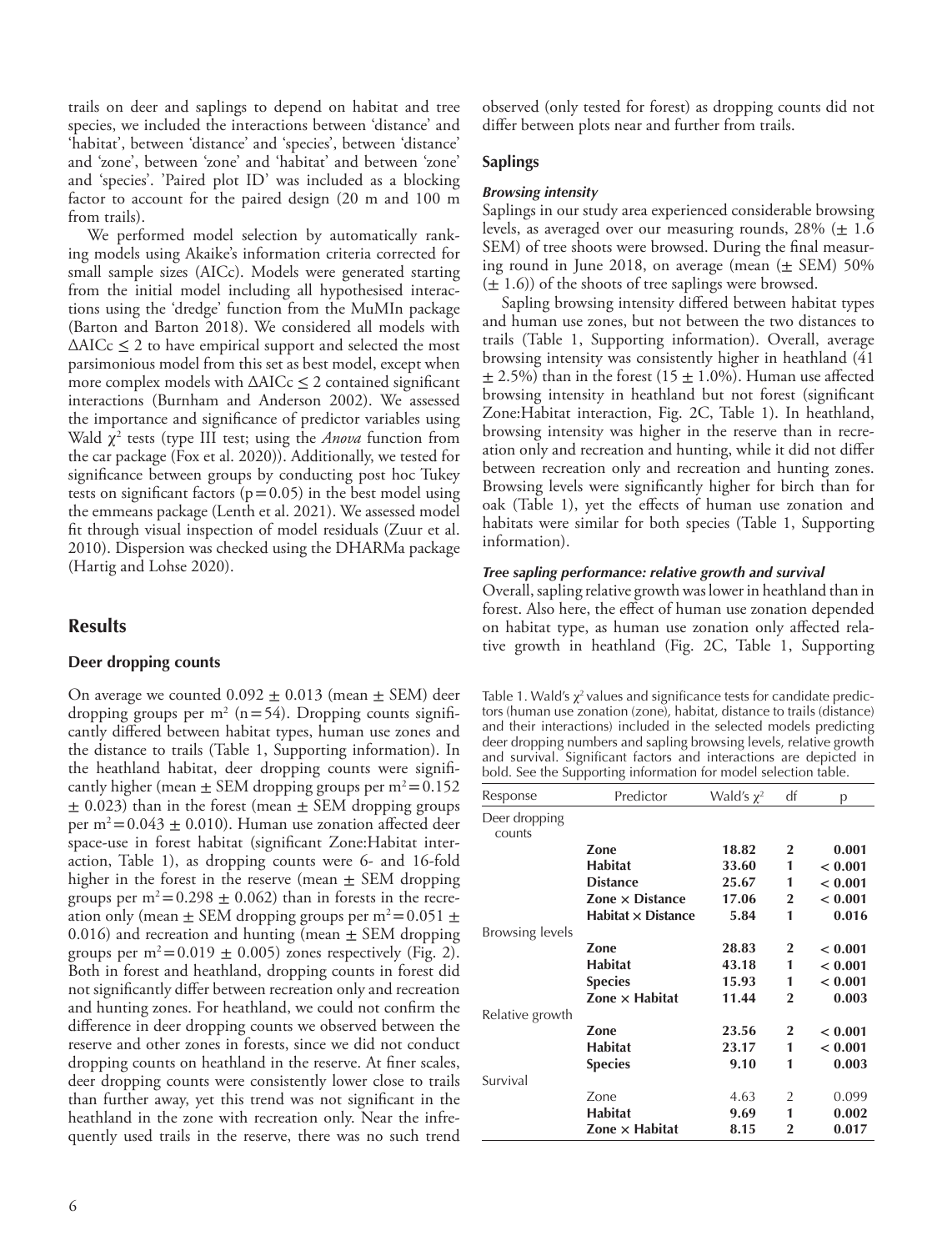trails on deer and saplings to depend on habitat and tree species, we included the interactions between 'distance' and 'habitat', between 'distance' and 'species', between 'distance' and 'zone', between 'zone' and 'habitat' and between 'zone' and 'species'. 'Paired plot ID' was included as a blocking factor to account for the paired design (20 m and 100 m from trails).

We performed model selection by automatically ranking models using Akaike's information criteria corrected for small sample sizes (AICc). Models were generated starting from the initial model including all hypothesised interactions using the 'dredge' function from the MuMIn package (Barton and Barton 2018). We considered all models with $\Delta AICc \leq 2$ to have empirical support and selected the most parsimonious model from this set as best model, except when more complex models with $\Delta AICc \leq 2$ contained significant interactions (Burnham and Anderson 2002). We assessed the importance and significance of predictor variables using Wald $\chi^2$ tests (type III test; using the *Anova* function from the car package (Fox et al. 2020)). Additionally, we tested for significance between groups by conducting post hoc Tukey tests on significant factors ($p = 0.05$) in the best model using the emmeans package (Lenth et al. 2021). We assessed model fit through visual inspection of model residuals (Zuur et al. 2010). Dispersion was checked using the DHARMa package (Hartig and Lohse 2020).

## Results

### Deer dropping counts

On average we counted $0.092 \pm 0.013$ (mean $\pm$ SEM) deer dropping groups per $m^2$ ($n = 54$). Dropping counts significantly differed between habitat types, human use zones and the distance to trails (Table 1, Supporting information). In the heathland habitat, deer dropping counts were significantly higher (mean $\pm$ SEM dropping groups per $m^2 = 0.152 \pm 0.023$) than in the forest (mean $\pm$ SEM dropping groups per $m^2 = 0.043 \pm 0.010$). Human use zonation affected deer space-use in forest habitat (significant Zone:Habitat interaction, Table 1), as dropping counts were 6- and 16-fold higher in the forest in the reserve (mean $\pm$ SEM dropping groups per $m^2 = 0.298 \pm 0.062$) than in forests in the recreation only (mean $\pm$ SEM dropping groups per $m^2 = 0.051 \pm 0.016$) and recreation and hunting (mean $\pm$ SEM dropping groups per $m^2 = 0.019 \pm 0.005$) zones respectively (Fig. 2). Both in forest and heathland, dropping counts in forest did not significantly differ between recreation only and recreation and hunting zones. For heathland, we could not confirm the difference in deer dropping counts we observed between the reserve and other zones in forests, since we did not conduct dropping counts on heathland in the reserve. At finer scales, deer dropping counts were consistently lower close to trails than further away, yet this trend was not significant in the heathland in the zone with recreation only. Near the infrequently used trails in the reserve, there was no such trend observed (only tested for forest) as dropping counts did not differ between plots near and further from trails.

### Saplings

#### *Browsing intensity*

Saplings in our study area experienced considerable browsing levels, as averaged over our measuring rounds, 28% ($\pm$ 1.6 SEM) of tree shoots were browsed. During the final measuring round in June 2018, on average (mean ($\pm$ SEM) 50% ($\pm$ 1.6)) of the shoots of tree saplings were browsed.

Sapling browsing intensity differed between habitat types and human use zones, but not between the two distances to trails (Table 1, Supporting information). Overall, average browsing intensity was consistently higher in heathland (41 $\pm$ 2.5%) than in the forest (15 $\pm$ 1.0%). Human use affected browsing intensity in heathland but not forest (significant Zone:Habitat interaction, Fig. 2C, Table 1). In heathland, browsing intensity was higher in the reserve than in recreation only and recreation and hunting, while it did not differ between recreation only and recreation and hunting zones. Browsing levels were significantly higher for birch than for oak (Table 1), yet the effects of human use zonation and habitats were similar for both species (Table 1, Supporting information).

#### *Tree sapling performance: relative growth and survival*

Overall, sapling relative growth was lower in heathland than in forest. Also here, the effect of human use zonation depended on habitat type, as human use zonation only affected relative growth in heathland (Fig. 2C, Table 1, Supporting

Table 1. Wald's $\chi^2$ values and significance tests for candidate predictors (human use zonation (zone), habitat, distance to trails (distance) and their interactions) included in the selected models predicting deer dropping numbers and sapling browsing levels, relative growth and survival. Significant factors and interactions are depicted in bold. See the Supporting information for model selection table.

| Response | Predictor | Wald's $\chi^2$ | df | p |
|---|---|---|---|---|
| Deer dropping counts | | | | |
| | **Zone** | **18.82** | **2** | **0.001** |
| | **Habitat** | **33.60** | **1** | **< 0.001** |
| | **Distance** | **25.67** | **1** | **< 0.001** |
| | **Zone × Distance** | **17.06** | **2** | **< 0.001** |
| | **Habitat × Distance** | **5.84** | **1** | **0.016** |
| Browsing levels | | | | |
| | **Zone** | **28.83** | **2** | **< 0.001** |
| | **Habitat** | **43.18** | **1** | **< 0.001** |
| | **Species** | **15.93** | **1** | **< 0.001** |
| | **Zone × Habitat** | **11.44** | **2** | **0.003** |
| Relative growth | | | | |
| | **Zone** | **23.56** | **2** | **< 0.001** |
| | **Habitat** | **23.17** | **1** | **< 0.001** |
| | **Species** | **9.10** | **1** | **0.003** |
| Survival | | | | |
| | Zone | 4.63 | 2 | 0.099 |
| | **Habitat** | **9.69** | **1** | **0.002** |
| | **Zone × Habitat** | **8.15** | **2** | **0.017** |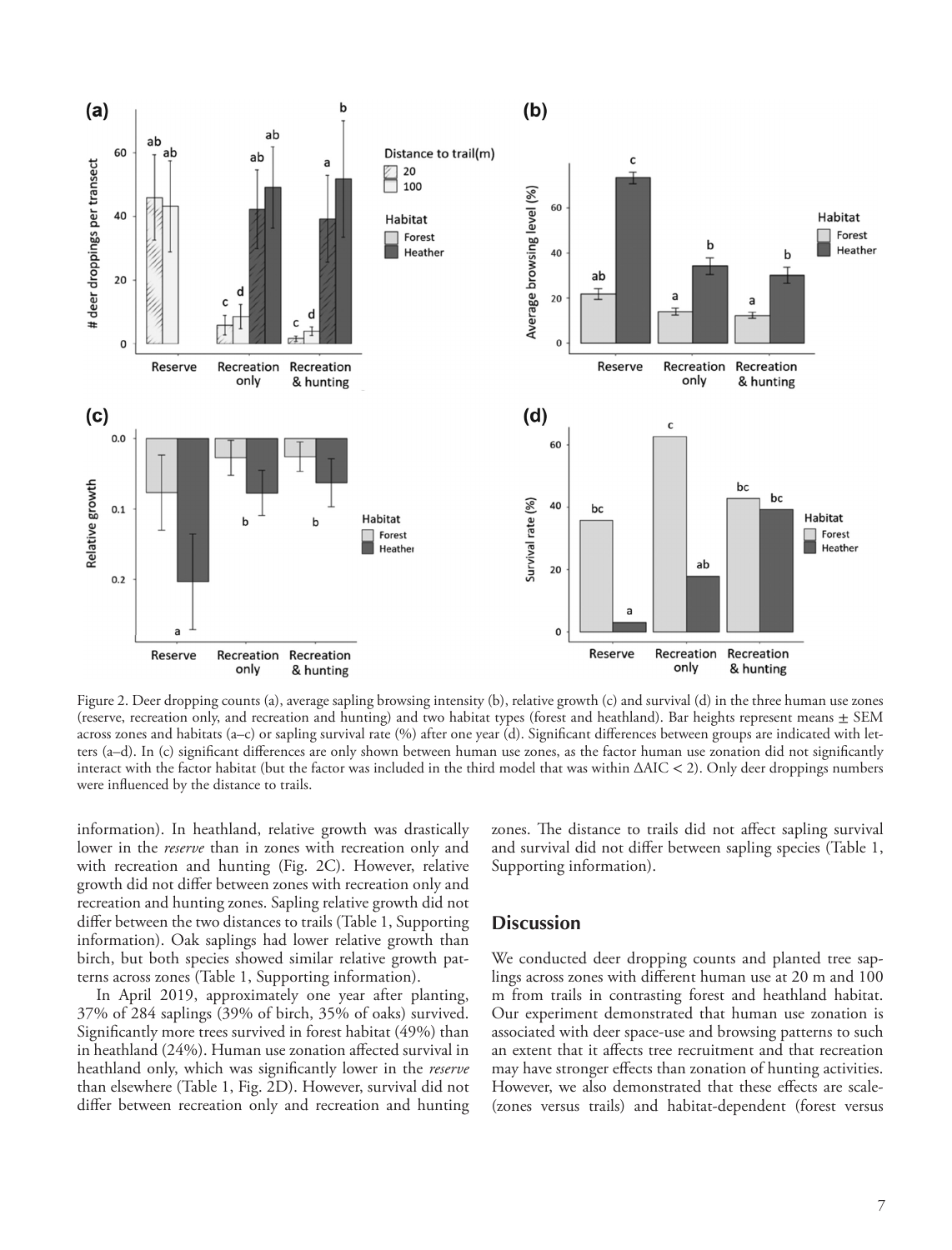Figure 2. Deer dropping counts (a), average sapling browsing intensity (b), relative growth (c) and survival (d) in the three human use zones (reserve, recreation only, and recreation and hunting) and two habitat types (forest and heathland). Bar heights represent means ± SEM across zones and habitats (a–c) or sapling survival rate (%) after one year (d). Significant differences between groups are indicated with letters (a–d). In (c) significant differences are only shown between human use zones, as the factor human use zonation did not significantly interact with the factor habitat (but the factor was included in the third model that was within ΔAIC < 2). Only deer droppings numbers were influenced by the distance to trails.

information). In heathland, relative growth was drastically lower in the *reserve* than in zones with recreation only and with recreation and hunting (Fig. 2C). However, relative growth did not differ between zones with recreation only and recreation and hunting zones. Sapling relative growth did not differ between the two distances to trails (Table 1, Supporting information). Oak saplings had lower relative growth than birch, but both species showed similar relative growth patterns across zones (Table 1, Supporting information).

In April 2019, approximately one year after planting, 37% of 284 saplings (39% of birch, 35% of oaks) survived. Significantly more trees survived in forest habitat (49%) than in heathland (24%). Human use zonation affected survival in heathland only, which was significantly lower in the *reserve* than elsewhere (Table 1, Fig. 2D). However, survival did not differ between recreation only and recreation and hunting zones. The distance to trails did not affect sapling survival and survival did not differ between sapling species (Table 1, Supporting information).

## Discussion

We conducted deer dropping counts and planted tree saplings across zones with different human use at 20 m and 100 m from trails in contrasting forest and heathland habitat. Our experiment demonstrated that human use zonation is associated with deer space-use and browsing patterns to such an extent that it affects tree recruitment and that recreation may have stronger effects than zonation of hunting activities. However, we also demonstrated that these effects are scale- (zones versus trails) and habitat-dependent (forest versus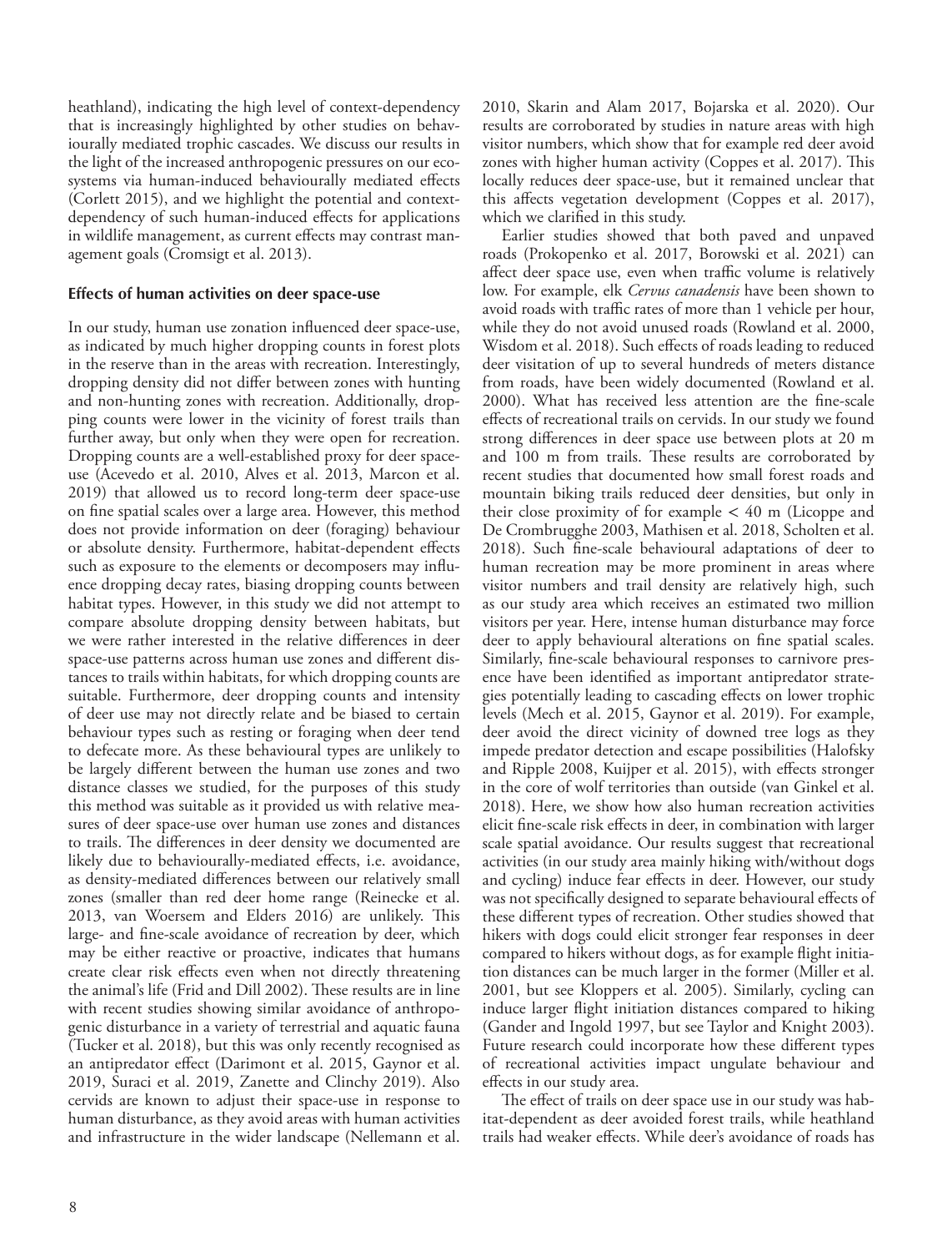heathland), indicating the high level of context-dependency that is increasingly highlighted by other studies on behaviourally mediated trophic cascades. We discuss our results in the light of the increased anthropogenic pressures on our ecosystems via human-induced behaviourally mediated effects (Corlett 2015), and we highlight the potential and context-dependency of such human-induced effects for applications in wildlife management, as current effects may contrast management goals (Cromsigt et al. 2013).

### Effects of human activities on deer space-use

In our study, human use zonation influenced deer space-use, as indicated by much higher dropping counts in forest plots in the reserve than in the areas with recreation. Interestingly, dropping density did not differ between zones with hunting and non-hunting zones with recreation. Additionally, dropping counts were lower in the vicinity of forest trails than further away, but only when they were open for recreation. Dropping counts are a well-established proxy for deer space-use (Acevedo et al. 2010, Alves et al. 2013, Marcon et al. 2019) that allowed us to record long-term deer space-use on fine spatial scales over a large area. However, this method does not provide information on deer (foraging) behaviour or absolute density. Furthermore, habitat-dependent effects such as exposure to the elements or decomposers may influence dropping decay rates, biasing dropping counts between habitat types. However, in this study we did not attempt to compare absolute dropping density between habitats, but we were rather interested in the relative differences in deer space-use patterns across human use zones and different distances to trails within habitats, for which dropping counts are suitable. Furthermore, deer dropping counts and intensity of deer use may not directly relate and be biased to certain behaviour types such as resting or foraging when deer tend to defecate more. As these behavioural types are unlikely to be largely different between the human use zones and two distance classes we studied, for the purposes of this study this method was suitable as it provided us with relative measures of deer space-use over human use zones and distances to trails. The differences in deer density we documented are likely due to behaviourally-mediated effects, i.e. avoidance, as density-mediated differences between our relatively small zones (smaller than red deer home range (Reinecke et al. 2013, van Woersem and Elders 2016) are unlikely. This large- and fine-scale avoidance of recreation by deer, which may be either reactive or proactive, indicates that humans create clear risk effects even when not directly threatening the animal's life (Frid and Dill 2002). These results are in line with recent studies showing similar avoidance of anthropogenic disturbance in a variety of terrestrial and aquatic fauna (Tucker et al. 2018), but this was only recently recognised as an antipredator effect (Darimont et al. 2015, Gaynor et al. 2019, Suraci et al. 2019, Zanette and Clinchy 2019). Also cervids are known to adjust their space-use in response to human disturbance, as they avoid areas with human activities and infrastructure in the wider landscape (Nellemann et al. 2010, Skarin and Alam 2017, Bojarska et al. 2020). Our results are corroborated by studies in nature areas with high visitor numbers, which show that for example red deer avoid zones with higher human activity (Coppes et al. 2017). This locally reduces deer space-use, but it remained unclear that this affects vegetation development (Coppes et al. 2017), which we clarified in this study.

Earlier studies showed that both paved and unpaved roads (Prokopenko et al. 2017, Borowski et al. 2021) can affect deer space use, even when traffic volume is relatively low. For example, elk *Cervus canadensis* have been shown to avoid roads with traffic rates of more than 1 vehicle per hour, while they do not avoid unused roads (Rowland et al. 2000, Wisdom et al. 2018). Such effects of roads leading to reduced deer visitation of up to several hundreds of meters distance from roads, have been widely documented (Rowland et al. 2000). What has received less attention are the fine-scale effects of recreational trails on cervids. In our study we found strong differences in deer space use between plots at 20 m and 100 m from trails. These results are corroborated by recent studies that documented how small forest roads and mountain biking trails reduced deer densities, but only in their close proximity of for example < 40 m (Licoppe and De Crombrugghe 2003, Mathisen et al. 2018, Scholten et al. 2018). Such fine-scale behavioural adaptations of deer to human recreation may be more prominent in areas where visitor numbers and trail density are relatively high, such as our study area which receives an estimated two million visitors per year. Here, intense human disturbance may force deer to apply behavioural alterations on fine spatial scales. Similarly, fine-scale behavioural responses to carnivore presence have been identified as important antipredator strategies potentially leading to cascading effects on lower trophic levels (Mech et al. 2015, Gaynor et al. 2019). For example, deer avoid the direct vicinity of downed tree logs as they impede predator detection and escape possibilities (Halofsky and Ripple 2008, Kuijper et al. 2015), with effects stronger in the core of wolf territories than outside (van Ginkel et al. 2018). Here, we show how also human recreation activities elicit fine-scale risk effects in deer, in combination with larger scale spatial avoidance. Our results suggest that recreational activities (in our study area mainly hiking with/without dogs and cycling) induce fear effects in deer. However, our study was not specifically designed to separate behavioural effects of these different types of recreation. Other studies showed that hikers with dogs could elicit stronger fear responses in deer compared to hikers without dogs, as for example flight initiation distances can be much larger in the former (Miller et al. 2001, but see Kloppers et al. 2005). Similarly, cycling can induce larger flight initiation distances compared to hiking (Gander and Ingold 1997, but see Taylor and Knight 2003). Future research could incorporate how these different types of recreational activities impact ungulate behaviour and effects in our study area.

The effect of trails on deer space use in our study was habitat-dependent as deer avoided forest trails, while heathland trails had weaker effects. While deer's avoidance of roads has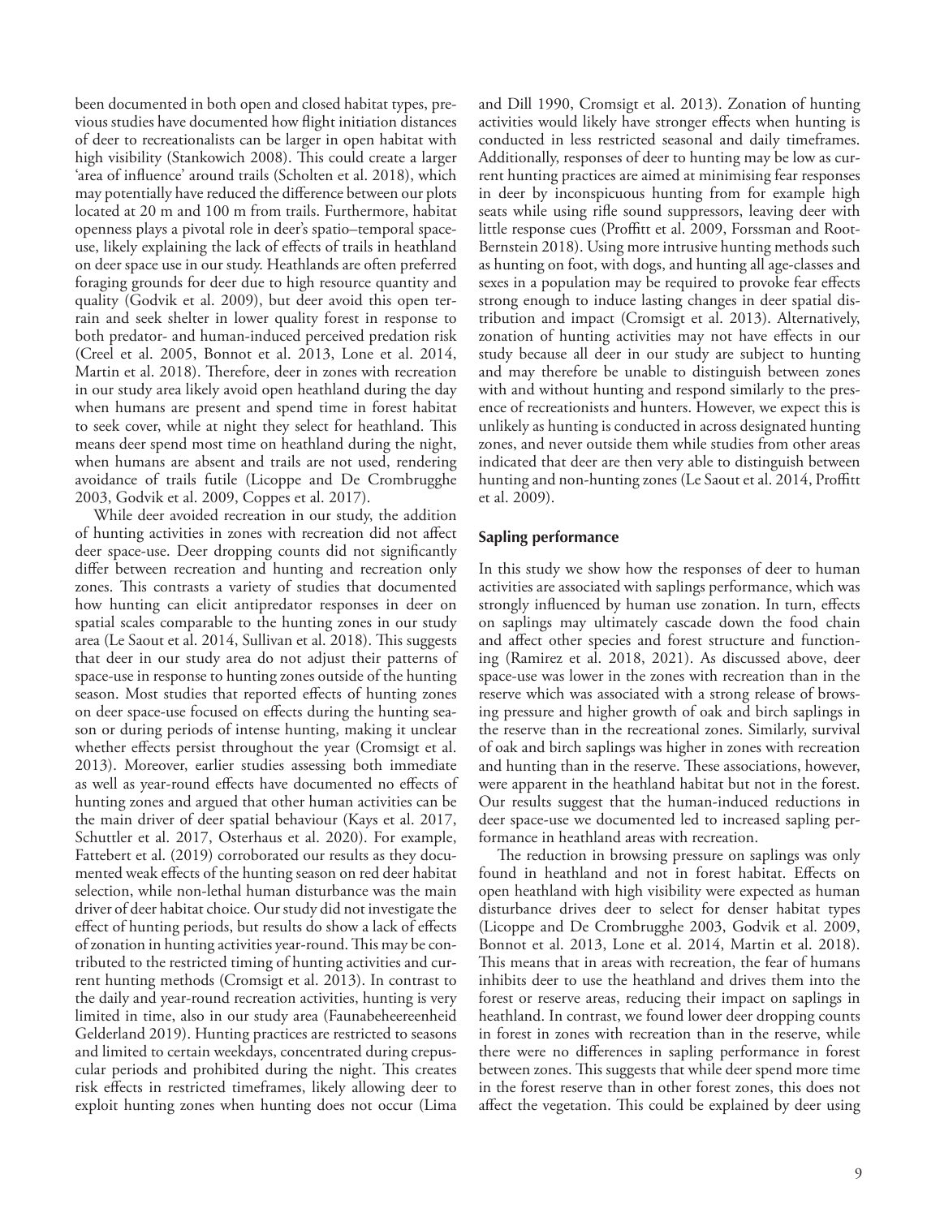been documented in both open and closed habitat types, previous studies have documented how flight initiation distances of deer to recreationalists can be larger in open habitat with high visibility (Stankowich 2008). This could create a larger 'area of influence' around trails (Scholten et al. 2018), which may potentially have reduced the difference between our plots located at 20 m and 100 m from trails. Furthermore, habitat openness plays a pivotal role in deer's spatio–temporal space-use, likely explaining the lack of effects of trails in heathland on deer space use in our study. Heathlands are often preferred foraging grounds for deer due to high resource quantity and quality (Godvik et al. 2009), but deer avoid this open terrain and seek shelter in lower quality forest in response to both predator- and human-induced perceived predation risk (Creel et al. 2005, Bonnot et al. 2013, Lone et al. 2014, Martin et al. 2018). Therefore, deer in zones with recreation in our study area likely avoid open heathland during the day when humans are present and spend time in forest habitat to seek cover, while at night they select for heathland. This means deer spend most time on heathland during the night, when humans are absent and trails are not used, rendering avoidance of trails futile (Licoppe and De Crombrugghe 2003, Godvik et al. 2009, Coppes et al. 2017).

While deer avoided recreation in our study, the addition of hunting activities in zones with recreation did not affect deer space-use. Deer dropping counts did not significantly differ between recreation and hunting and recreation only zones. This contrasts a variety of studies that documented how hunting can elicit antipredator responses in deer on spatial scales comparable to the hunting zones in our study area (Le Saout et al. 2014, Sullivan et al. 2018). This suggests that deer in our study area do not adjust their patterns of space-use in response to hunting zones outside of the hunting season. Most studies that reported effects of hunting zones on deer space-use focused on effects during the hunting season or during periods of intense hunting, making it unclear whether effects persist throughout the year (Cromsigt et al. 2013). Moreover, earlier studies assessing both immediate as well as year-round effects have documented no effects of hunting zones and argued that other human activities can be the main driver of deer spatial behaviour (Kays et al. 2017, Schuttler et al. 2017, Osterhaus et al. 2020). For example, Fattebert et al. (2019) corroborated our results as they documented weak effects of the hunting season on red deer habitat selection, while non-lethal human disturbance was the main driver of deer habitat choice. Our study did not investigate the effect of hunting periods, but results do show a lack of effects of zonation in hunting activities year-round. This may be contributed to the restricted timing of hunting activities and current hunting methods (Cromsigt et al. 2013). In contrast to the daily and year-round recreation activities, hunting is very limited in time, also in our study area (Faunabeheereenheid Gelderland 2019). Hunting practices are restricted to seasons and limited to certain weekdays, concentrated during crepuscular periods and prohibited during the night. This creates risk effects in restricted timeframes, likely allowing deer to exploit hunting zones when hunting does not occur (Lima and Dill 1990, Cromsigt et al. 2013). Zonation of hunting activities would likely have stronger effects when hunting is conducted in less restricted seasonal and daily timeframes. Additionally, responses of deer to hunting may be low as current hunting practices are aimed at minimising fear responses in deer by inconspicuous hunting from for example high seats while using rifle sound suppressors, leaving deer with little response cues (Proffitt et al. 2009, Forssman and Root-Bernstein 2018). Using more intrusive hunting methods such as hunting on foot, with dogs, and hunting all age-classes and sexes in a population may be required to provoke fear effects strong enough to induce lasting changes in deer spatial distribution and impact (Cromsigt et al. 2013). Alternatively, zonation of hunting activities may not have effects in our study because all deer in our study are subject to hunting and may therefore be unable to distinguish between zones with and without hunting and respond similarly to the presence of recreationists and hunters. However, we expect this is unlikely as hunting is conducted in across designated hunting zones, and never outside them while studies from other areas indicated that deer are then very able to distinguish between hunting and non-hunting zones (Le Saout et al. 2014, Proffitt et al. 2009).

## Sapling performance

In this study we show how the responses of deer to human activities are associated with saplings performance, which was strongly influenced by human use zonation. In turn, effects on saplings may ultimately cascade down the food chain and affect other species and forest structure and functioning (Ramirez et al. 2018, 2021). As discussed above, deer space-use was lower in the zones with recreation than in the reserve which was associated with a strong release of browsing pressure and higher growth of oak and birch saplings in the reserve than in the recreational zones. Similarly, survival of oak and birch saplings was higher in zones with recreation and hunting than in the reserve. These associations, however, were apparent in the heathland habitat but not in the forest. Our results suggest that the human-induced reductions in deer space-use we documented led to increased sapling performance in heathland areas with recreation.

The reduction in browsing pressure on saplings was only found in heathland and not in forest habitat. Effects on open heathland with high visibility were expected as human disturbance drives deer to select for denser habitat types (Licoppe and De Crombrugghe 2003, Godvik et al. 2009, Bonnot et al. 2013, Lone et al. 2014, Martin et al. 2018). This means that in areas with recreation, the fear of humans inhibits deer to use the heathland and drives them into the forest or reserve areas, reducing their impact on saplings in heathland. In contrast, we found lower deer dropping counts in forest in zones with recreation than in the reserve, while there were no differences in sapling performance in forest between zones. This suggests that while deer spend more time in the forest reserve than in other forest zones, this does not affect the vegetation. This could be explained by deer using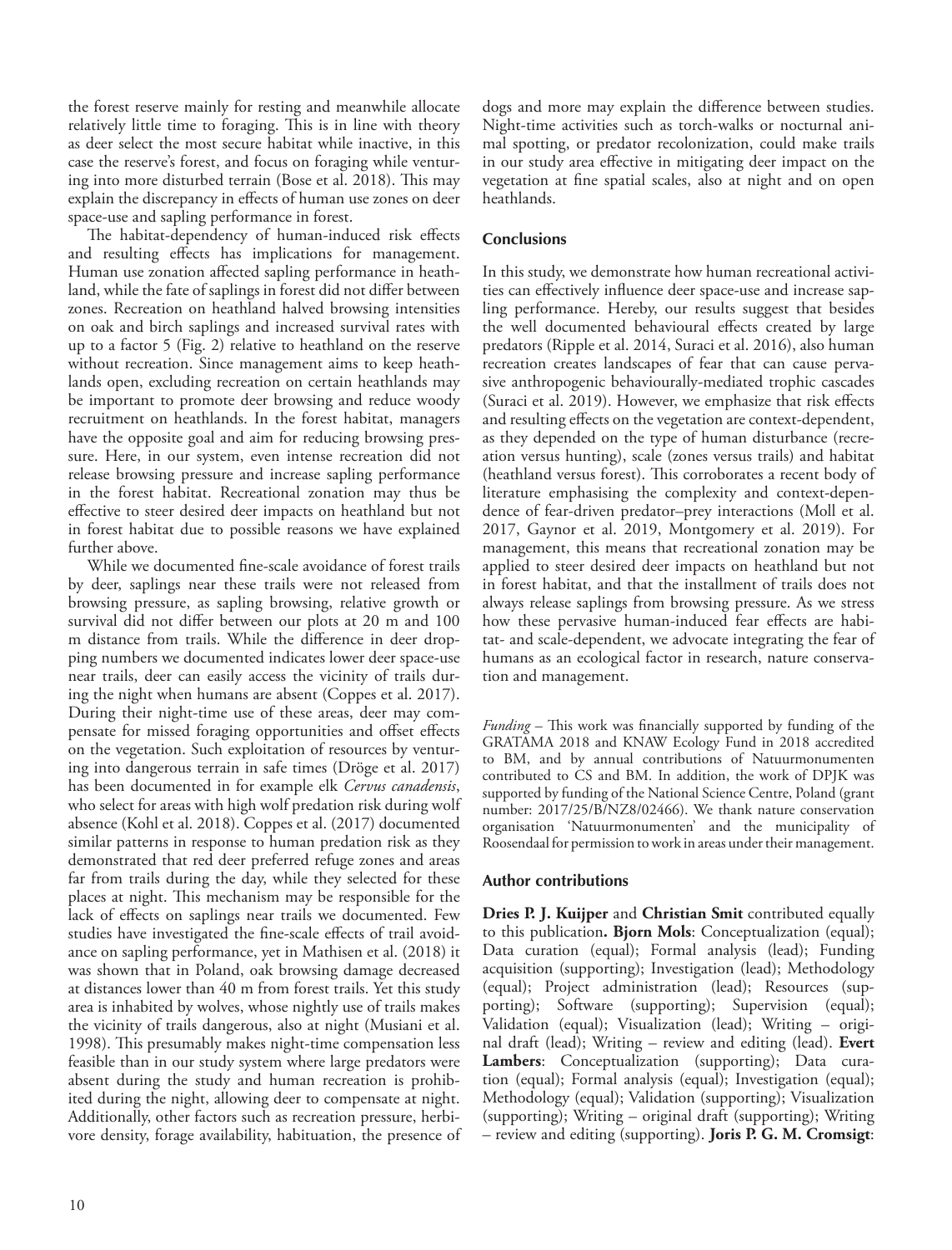the forest reserve mainly for resting and meanwhile allocate relatively little time to foraging. This is in line with theory as deer select the most secure habitat while inactive, in this case the reserve's forest, and focus on foraging while venturing into more disturbed terrain (Bose et al. 2018). This may explain the discrepancy in effects of human use zones on deer space-use and sapling performance in forest.

The habitat-dependency of human-induced risk effects and resulting effects has implications for management. Human use zonation affected sapling performance in heathland, while the fate of saplings in forest did not differ between zones. Recreation on heathland halved browsing intensities on oak and birch saplings and increased survival rates with up to a factor 5 (Fig. 2) relative to heathland on the reserve without recreation. Since management aims to keep heathlands open, excluding recreation on certain heathlands may be important to promote deer browsing and reduce woody recruitment on heathlands. In the forest habitat, managers have the opposite goal and aim for reducing browsing pressure. Here, in our system, even intense recreation did not release browsing pressure and increase sapling performance in the forest habitat. Recreational zonation may thus be effective to steer desired deer impacts on heathland but not in forest habitat due to possible reasons we have explained further above.

While we documented fine-scale avoidance of forest trails by deer, saplings near these trails were not released from browsing pressure, as sapling browsing, relative growth or survival did not differ between our plots at 20 m and 100 m distance from trails. While the difference in deer dropping numbers we documented indicates lower deer space-use near trails, deer can easily access the vicinity of trails during the night when humans are absent (Coppes et al. 2017). During their night-time use of these areas, deer may compensate for missed foraging opportunities and offset effects on the vegetation. Such exploitation of resources by venturing into dangerous terrain in safe times (Dröge et al. 2017) has been documented in for example elk *Cervus canadensis*, who select for areas with high wolf predation risk during wolf absence (Kohl et al. 2018). Coppes et al. (2017) documented similar patterns in response to human predation risk as they demonstrated that red deer preferred refuge zones and areas far from trails during the day, while they selected for these places at night. This mechanism may be responsible for the lack of effects on saplings near trails we documented. Few studies have investigated the fine-scale effects of trail avoidance on sapling performance, yet in Mathisen et al. (2018) it was shown that in Poland, oak browsing damage decreased at distances lower than 40 m from forest trails. Yet this study area is inhabited by wolves, whose nightly use of trails makes the vicinity of trails dangerous, also at night (Musiani et al. 1998). This presumably makes night-time compensation less feasible than in our study system where large predators were absent during the study and human recreation is prohibited during the night, allowing deer to compensate at night. Additionally, other factors such as recreation pressure, herbivore density, forage availability, habituation, the presence of dogs and more may explain the difference between studies. Night-time activities such as torch-walks or nocturnal animal spotting, or predator recolonization, could make trails in our study area effective in mitigating deer impact on the vegetation at fine spatial scales, also at night and on open heathlands.

## Conclusions

In this study, we demonstrate how human recreational activities can effectively influence deer space-use and increase sapling performance. Hereby, our results suggest that besides the well documented behavioural effects created by large predators (Ripple et al. 2014, Suraci et al. 2016), also human recreation creates landscapes of fear that can cause pervasive anthropogenic behaviourally-mediated trophic cascades (Suraci et al. 2019). However, we emphasize that risk effects and resulting effects on the vegetation are context-dependent, as they depended on the type of human disturbance (recreation versus hunting), scale (zones versus trails) and habitat (heathland versus forest). This corroborates a recent body of literature emphasising the complexity and context-dependence of fear-driven predator–prey interactions (Moll et al. 2017, Gaynor et al. 2019, Montgomery et al. 2019). For management, this means that recreational zonation may be applied to steer desired deer impacts on heathland but not in forest habitat, and that the installment of trails does not always release saplings from browsing pressure. As we stress how these pervasive human-induced fear effects are habitat- and scale-dependent, we advocate integrating the fear of humans as an ecological factor in research, nature conservation and management.

*Funding* – This work was financially supported by funding of the GRATAMA 2018 and KNAW Ecology Fund in 2018 accredited to BM, and by annual contributions of Natuurmonumenten contributed to CS and BM. In addition, the work of DPJK was supported by funding of the National Science Centre, Poland (grant number: 2017/25/B/NZ8/02466). We thank nature conservation organisation 'Natuurmonumenten' and the municipality of Roosendaal for permission to work in areas under their management.

## Author contributions

**Dries P. J. Kuijper** and **Christian Smit** contributed equally to this publication**. Bjorn Mols**: Conceptualization (equal); Data curation (equal); Formal analysis (lead); Funding acquisition (supporting); Investigation (lead); Methodology (equal); Project administration (lead); Resources (supporting); Software (supporting); Supervision (equal); Validation (equal); Visualization (lead); Writing – original draft (lead); Writing – review and editing (lead). **Evert Lambers**: Conceptualization (supporting); Data curation (equal); Formal analysis (equal); Investigation (equal); Methodology (equal); Validation (supporting); Visualization (supporting); Writing – original draft (supporting); Writing – review and editing (supporting). **Joris P. G. M. Cromsigt**: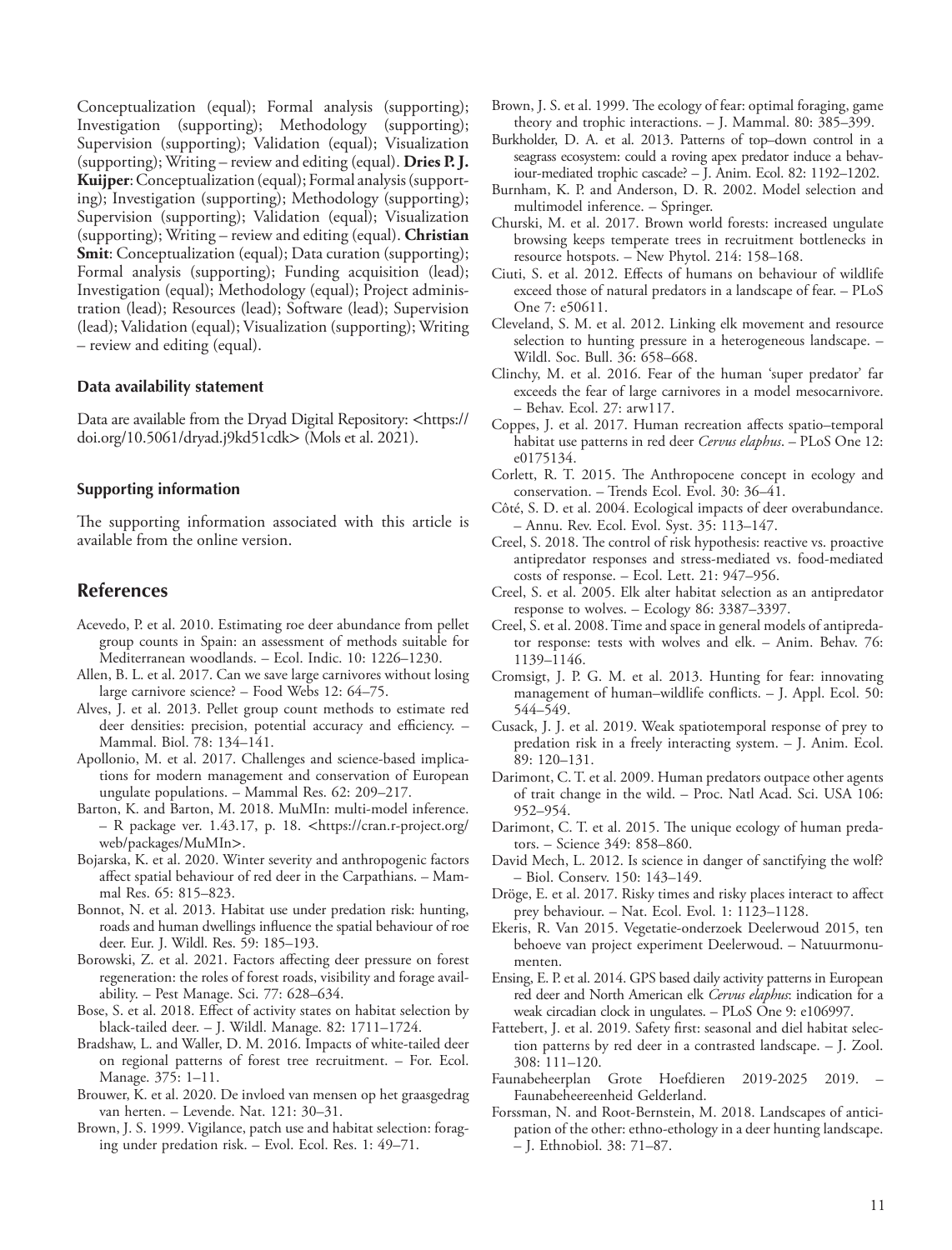Conceptualization (equal); Formal analysis (supporting); Investigation (supporting); Methodology (supporting); Supervision (supporting); Validation (equal); Visualization (supporting); Writing – review and editing (equal). **Dries P. J. Kuijper**: Conceptualization (equal); Formal analysis (supporting); Investigation (supporting); Methodology (supporting); Supervision (supporting); Validation (equal); Visualization (supporting); Writing – review and editing (equal). **Christian Smit**: Conceptualization (equal); Data curation (supporting); Formal analysis (supporting); Funding acquisition (lead); Investigation (equal); Methodology (equal); Project administration (lead); Resources (lead); Software (lead); Supervision (lead); Validation (equal); Visualization (supporting); Writing – review and editing (equal).

### Data availability statement

Data are available from the Dryad Digital Repository: <https://doi.org/10.5061/dryad.j9kd51cdk> (Mols et al. 2021).

### Supporting information

The supporting information associated with this article is available from the online version.

## References

Acevedo, P. et al. 2010. Estimating roe deer abundance from pellet group counts in Spain: an assessment of methods suitable for Mediterranean woodlands. – Ecol. Indic. 10: 1226–1230.

Allen, B. L. et al. 2017. Can we save large carnivores without losing large carnivore science? – Food Webs 12: 64–75.

Alves, J. et al. 2013. Pellet group count methods to estimate red deer densities: precision, potential accuracy and efficiency. – Mammal. Biol. 78: 134–141.

Apollonio, M. et al. 2017. Challenges and science-based implications for modern management and conservation of European ungulate populations. – Mammal Res. 62: 209–217.

Barton, K. and Barton, M. 2018. MuMIn: multi-model inference. – R package ver. 1.43.17, p. 18. <https://cran.r-project.org/web/packages/MuMIn>.

Bojarska, K. et al. 2020. Winter severity and anthropogenic factors affect spatial behaviour of red deer in the Carpathians. – Mammal Res. 65: 815–823.

Bonnot, N. et al. 2013. Habitat use under predation risk: hunting, roads and human dwellings influence the spatial behaviour of roe deer. Eur. J. Wildl. Res. 59: 185–193.

Borowski, Z. et al. 2021. Factors affecting deer pressure on forest regeneration: the roles of forest roads, visibility and forage availability. – Pest Manage. Sci. 77: 628–634.

Bose, S. et al. 2018. Effect of activity states on habitat selection by black-tailed deer. – J. Wildl. Manage. 82: 1711–1724.

Bradshaw, L. and Waller, D. M. 2016. Impacts of white-tailed deer on regional patterns of forest tree recruitment. – For. Ecol. Manage. 375: 1–11.

Brouwer, K. et al. 2020. De invloed van mensen op het graasgedrag van herten. – Levende. Nat. 121: 30–31.

Brown, J. S. 1999. Vigilance, patch use and habitat selection: foraging under predation risk. – Evol. Ecol. Res. 1: 49–71.

Brown, J. S. et al. 1999. The ecology of fear: optimal foraging, game theory and trophic interactions. – J. Mammal. 80: 385–399.

Burkholder, D. A. et al. 2013. Patterns of top–down control in a seagrass ecosystem: could a roving apex predator induce a behaviour-mediated trophic cascade? – J. Anim. Ecol. 82: 1192–1202.

Burnham, K. P. and Anderson, D. R. 2002. Model selection and multimodel inference. – Springer.

Churski, M. et al. 2017. Brown world forests: increased ungulate browsing keeps temperate trees in recruitment bottlenecks in resource hotspots. – New Phytol. 214: 158–168.

Ciuti, S. et al. 2012. Effects of humans on behaviour of wildlife exceed those of natural predators in a landscape of fear. – PLoS One 7: e50611.

Cleveland, S. M. et al. 2012. Linking elk movement and resource selection to hunting pressure in a heterogeneous landscape. – Wildl. Soc. Bull. 36: 658–668.

Clinchy, M. et al. 2016. Fear of the human 'super predator' far exceeds the fear of large carnivores in a model mesocarnivore. – Behav. Ecol. 27: arw117.

Coppes, J. et al. 2017. Human recreation affects spatio–temporal habitat use patterns in red deer *Cervus elaphus*. – PLoS One 12: e0175134.

Corlett, R. T. 2015. The Anthropocene concept in ecology and conservation. – Trends Ecol. Evol. 30: 36–41.

Côté, S. D. et al. 2004. Ecological impacts of deer overabundance. – Annu. Rev. Ecol. Evol. Syst. 35: 113–147.

Creel, S. 2018. The control of risk hypothesis: reactive vs. proactive antipredator responses and stress-mediated vs. food-mediated costs of response. – Ecol. Lett. 21: 947–956.

Creel, S. et al. 2005. Elk alter habitat selection as an antipredator response to wolves. – Ecology 86: 3387–3397.

Creel, S. et al. 2008. Time and space in general models of antipredator response: tests with wolves and elk. – Anim. Behav. 76: 1139–1146.

Cromsigt, J. P. G. M. et al. 2013. Hunting for fear: innovating management of human–wildlife conflicts. – J. Appl. Ecol. 50: 544–549.

Cusack, J. J. et al. 2019. Weak spatiotemporal response of prey to predation risk in a freely interacting system. – J. Anim. Ecol. 89: 120–131.

Darimont, C. T. et al. 2009. Human predators outpace other agents of trait change in the wild. – Proc. Natl Acad. Sci. USA 106: 952–954.

Darimont, C. T. et al. 2015. The unique ecology of human predators. – Science 349: 858–860.

David Mech, L. 2012. Is science in danger of sanctifying the wolf? – Biol. Conserv. 150: 143–149.

Dröge, E. et al. 2017. Risky times and risky places interact to affect prey behaviour. – Nat. Ecol. Evol. 1: 1123–1128.

Ekeris, R. Van 2015. Vegetatie-onderzoek Deelerwoud 2015, ten behoeve van project experiment Deelerwoud. – Natuurmonumenten.

Ensing, E. P. et al. 2014. GPS based daily activity patterns in European red deer and North American elk *Cervus elaphus*: indication for a weak circadian clock in ungulates. – PLoS One 9: e106997.

Fattebert, J. et al. 2019. Safety first: seasonal and diel habitat selection patterns by red deer in a contrasted landscape. – J. Zool. 308: 111–120.

Faunabeheerplan Grote Hoefdieren 2019-2025 2019. – Faunabeheereenheid Gelderland.

Forssman, N. and Root-Bernstein, M. 2018. Landscapes of anticipation of the other: ethno-ethology in a deer hunting landscape. – J. Ethnobiol. 38: 71–87.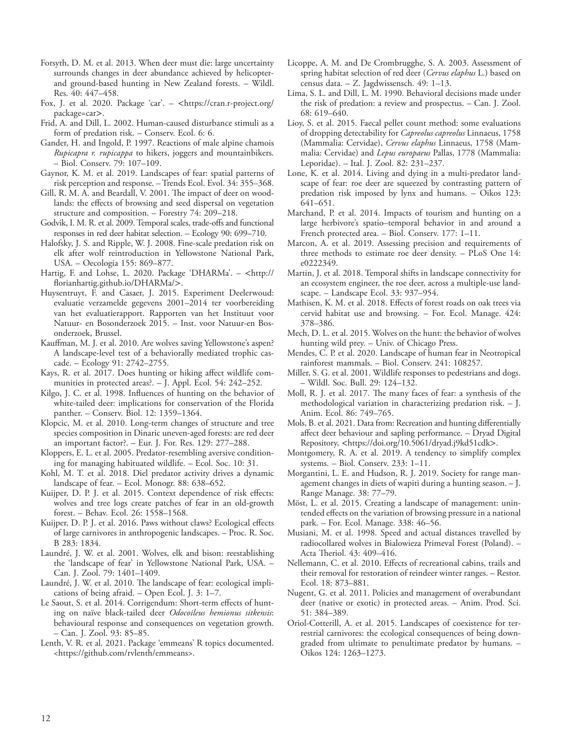Forsyth, D. M. et al. 2013. When deer must die: large uncertainty surrounds changes in deer abundance achieved by helicopter- and ground-based hunting in New Zealand forests. – Wildl. Res. 40: 447–458.

Fox, J. et al. 2020. Package 'car'. – <https://cran.r-project.org/package=car>.

Frid, A. and Dill, L. 2002. Human-caused disturbance stimuli as a form of predation risk. – Conserv. Ecol. 6: 6.

Gander, H. and Ingold, P. 1997. Reactions of male alpine chamois *Rupicapra r. rupicappa* to hikers, joggers and mountainbikers. – Biol. Conserv. 79: 107–109.

Gaynor, K. M. et al. 2019. Landscapes of fear: spatial patterns of risk perception and response. – Trends Ecol. Evol. 34: 355–368.

Gill, R. M. A. and Beardall, V. 2001. The impact of deer on woodlands: the effects of browsing and seed dispersal on vegetation structure and composition. – Forestry 74: 209–218.

Godvik, I. M. R. et al. 2009. Temporal scales, trade-offs and functional responses in red deer habitat selection. – Ecology 90: 699–710.

Halofsky, J. S. and Ripple, W. J. 2008. Fine-scale predation risk on elk after wolf reintroduction in Yellowstone National Park, USA. – Oecologia 155: 869–877.

Hartig, F. and Lohse, L. 2020. Package 'DHARMa'. – <http://florianhartig.github.io/DHARMa/>.

Huysentruyt, F. and Casaer, J. 2015. Experiment Deelerwoud: evaluatie verzamelde gegevens 2001–2014 ter voorbereiding van het evaluatierapport. Rapporten van het Instituut voor Natuur- en Bosonderzoek 2015. – Inst. voor Natuur-en Bosonderzoek, Brussel.

Kauffman, M. J. et al. 2010. Are wolves saving Yellowstone's aspen? A landscape-level test of a behaviorally mediated trophic cascade. – Ecology 91: 2742–2755.

Kays, R. et al. 2017. Does hunting or hiking affect wildlife communities in protected areas?. – J. Appl. Ecol. 54: 242–252.

Kilgo, J. C. et al. 1998. Influences of hunting on the behavior of white-tailed deer: implications for conservation of the Florida panther. – Conserv. Biol. 12: 1359–1364.

Klopcic, M. et al. 2010. Long-term changes of structure and tree species composition in Dinaric uneven-aged forests: are red deer an important factor?. – Eur. J. For. Res. 129: 277–288.

Kloppers, E. L. et al. 2005. Predator-resembling aversive conditioning for managing habituated wildlife. – Ecol. Soc. 10: 31.

Kohl, M. T. et al. 2018. Diel predator activity drives a dynamic landscape of fear. – Ecol. Monogr. 88: 638–652.

Kuijper, D. P. J. et al. 2015. Context dependence of risk effects: wolves and tree logs create patches of fear in an old-growth forest. – Behav. Ecol. 26: 1558–1568.

Kuijper, D. P. J. et al. 2016. Paws without claws? Ecological effects of large carnivores in anthropogenic landscapes. – Proc. R. Soc. B 283: 1834.

Laundré, J. W. et al. 2001. Wolves, elk and bison: reestablishing the 'landscape of fear' in Yellowstone National Park, USA. – Can. J. Zool. 79: 1401–1409.

Laundré, J. W. et al. 2010. The landscape of fear: ecological implications of being afraid. – Open Ecol. J. 3: 1–7.

Le Saout, S. et al. 2014. Corrigendum: Short-term effects of hunting on naïve black-tailed deer *Odocoileus hemionus sitkensis*: behavioural response and consequences on vegetation growth. – Can. J. Zool. 93: 85–85.

Lenth, V. R. et al. 2021. Package 'emmeans' R topics documented. <https://github.com/rvlenth/emmeans>.

Licoppe, A. M. and De Crombrugghe, S. A. 2003. Assessment of spring habitat selection of red deer (*Cervus elaphus* L.) based on census data. – Z. Jagdwissensch. 49: 1–13.

Lima, S. L. and Dill, L. M. 1990. Behavioral decisions made under the risk of predation: a review and prospectus. – Can. J. Zool. 68: 619–640.

Lioy, S. et al. 2015. Faecal pellet count method: some evaluations of dropping detectability for *Capreolus capreolus* Linnaeus, 1758 (Mammalia: Cervidae), *Cervus elaphus* Linnaeus, 1758 (Mammalia: Cervidae) and *Lepus europaeus* Pallas, 1778 (Mammalia: Leporidae). – Ital. J. Zool. 82: 231–237.

Lone, K. et al. 2014. Living and dying in a multi-predator landscape of fear: roe deer are squeezed by contrasting pattern of predation risk imposed by lynx and humans. – Oikos 123: 641–651.

Marchand, P. et al. 2014. Impacts of tourism and hunting on a large herbivore's spatio–temporal behavior in and around a French protected area. – Biol. Conserv. 177: 1–11.

Marcon, A. et al. 2019. Assessing precision and requirements of three methods to estimate roe deer density. – PLoS One 14: e0222349.

Martin, J. et al. 2018. Temporal shifts in landscape connectivity for an ecosystem engineer, the roe deer, across a multiple-use landscape. – Landscape Ecol. 33: 937–954.

Mathisen, K. M. et al. 2018. Effects of forest roads on oak trees via cervid habitat use and browsing. – For. Ecol. Manage. 424: 378–386.

Mech, D. L. et al. 2015. Wolves on the hunt: the behavior of wolves hunting wild prey. – Univ. of Chicago Press.

Mendes, C. P. et al. 2020. Landscape of human fear in Neotropical rainforest mammals. – Biol. Conserv. 241: 108257.

Miller, S. G. et al. 2001. Wildlife responses to pedestrians and dogs. – Wildl. Soc. Bull. 29: 124–132.

Moll, R. J. et al. 2017. The many faces of fear: a synthesis of the methodological variation in characterizing predation risk. – J. Anim. Ecol. 86: 749–765.

Mols, B. et al. 2021. Data from: Recreation and hunting differentially affect deer behaviour and sapling performance. – Dryad Digital Repository, <https://doi.org/10.5061/dryad.j9kd51cdk>.

Montgomery, R. A. et al. 2019. A tendency to simplify complex systems. – Biol. Conserv. 233: 1–11.

Morgantini, L. E. and Hudson, R. J. 2019. Society for range management changes in diets of wapiti during a hunting season. – J. Range Manage. 38: 77–79.

Möst, L. et al. 2015. Creating a landscape of management: unintended effects on the variation of browsing pressure in a national park. – For. Ecol. Manage. 338: 46–56.

Musiani, M. et al. 1998. Speed and actual distances travelled by radiocollared wolves in Bialowieza Primeval Forest (Poland). – Acta Theriol. 43: 409–416.

Nellemann, C. et al. 2010. Effects of recreational cabins, trails and their removal for restoration of reindeer winter ranges. – Restor. Ecol. 18: 873–881.

Nugent, G. et al. 2011. Policies and management of overabundant deer (native or exotic) in protected areas. – Anim. Prod. Sci. 51: 384–389.

Oriol-Cotterill, A. et al. 2015. Landscapes of coexistence for terrestrial carnivores: the ecological consequences of being downgraded from ultimate to penultimate predator by humans. – Oikos 124: 1263–1273.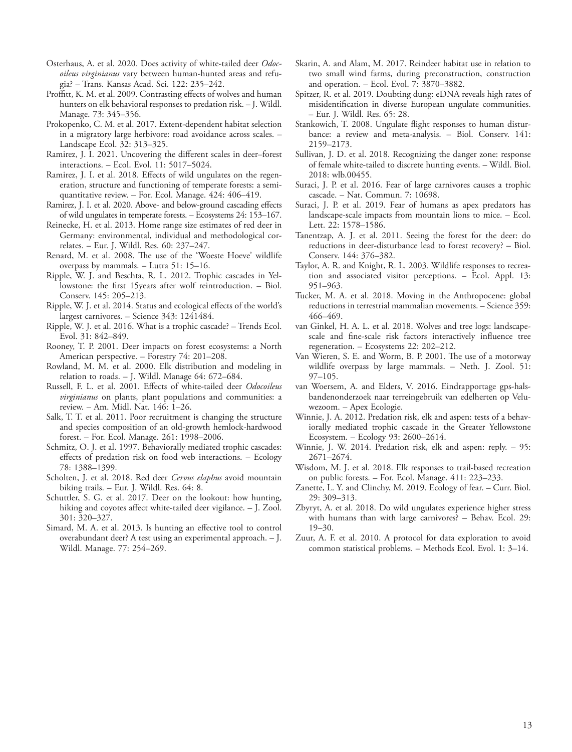Osterhaus, A. et al. 2020. Does activity of white-tailed deer *Odocoileus virginianus* vary between human-hunted areas and refugia? – Trans. Kansas Acad. Sci. 122: 235–242.

Proffitt, K. M. et al. 2009. Contrasting effects of wolves and human hunters on elk behavioral responses to predation risk. – J. Wildl. Manage. 73: 345–356.

Prokopenko, C. M. et al. 2017. Extent-dependent habitat selection in a migratory large herbivore: road avoidance across scales. – Landscape Ecol. 32: 313–325.

Ramirez, J. I. 2021. Uncovering the different scales in deer–forest interactions. – Ecol. Evol. 11: 5017–5024.

Ramirez, J. I. et al. 2018. Effects of wild ungulates on the regeneration, structure and functioning of temperate forests: a semi-quantitative review. – For. Ecol. Manage. 424: 406–419.

Ramirez, J. I. et al. 2020. Above- and below-ground cascading effects of wild ungulates in temperate forests. – Ecosystems 24: 153–167.

Reinecke, H. et al. 2013. Home range size estimates of red deer in Germany: environmental, individual and methodological correlates. – Eur. J. Wildl. Res. 60: 237–247.

Renard, M. et al. 2008. The use of the 'Woeste Hoeve' wildlife overpass by mammals. – Lutra 51: 15–16.

Ripple, W. J. and Beschta, R. L. 2012. Trophic cascades in Yellowstone: the first 15years after wolf reintroduction. – Biol. Conserv. 145: 205–213.

Ripple, W. J. et al. 2014. Status and ecological effects of the world's largest carnivores. – Science 343: 1241484.

Ripple, W. J. et al. 2016. What is a trophic cascade? – Trends Ecol. Evol. 31: 842–849.

Rooney, T. P. 2001. Deer impacts on forest ecosystems: a North American perspective. – Forestry 74: 201–208.

Rowland, M. M. et al. 2000. Elk distribution and modeling in relation to roads. – J. Wildl. Manage 64: 672–684.

Russell, F. L. et al. 2001. Effects of white-tailed deer *Odocoileus virginianus* on plants, plant populations and communities: a review. – Am. Midl. Nat. 146: 1–26.

Salk, T. T. et al. 2011. Poor recruitment is changing the structure and species composition of an old-growth hemlock-hardwood forest. – For. Ecol. Manage. 261: 1998–2006.

Schmitz, O. J. et al. 1997. Behaviorally mediated trophic cascades: effects of predation risk on food web interactions. – Ecology 78: 1388–1399.

Scholten, J. et al. 2018. Red deer *Cervus elaphus* avoid mountain biking trails. – Eur. J. Wildl. Res. 64: 8.

Schuttler, S. G. et al. 2017. Deer on the lookout: how hunting, hiking and coyotes affect white-tailed deer vigilance. – J. Zool. 301: 320–327.

Simard, M. A. et al. 2013. Is hunting an effective tool to control overabundant deer? A test using an experimental approach. – J. Wildl. Manage. 77: 254–269.

Skarin, A. and Alam, M. 2017. Reindeer habitat use in relation to two small wind farms, during preconstruction, construction and operation. – Ecol. Evol. 7: 3870–3882.

Spitzer, R. et al. 2019. Doubting dung: eDNA reveals high rates of misidentification in diverse European ungulate communities. – Eur. J. Wildl. Res. 65: 28.

Stankowich, T. 2008. Ungulate flight responses to human disturbance: a review and meta-analysis. – Biol. Conserv. 141: 2159–2173.

Sullivan, J. D. et al. 2018. Recognizing the danger zone: response of female white-tailed to discrete hunting events. – Wildl. Biol. 2018: wlb.00455.

Suraci, J. P. et al. 2016. Fear of large carnivores causes a trophic cascade. – Nat. Commun. 7: 10698.

Suraci, J. P. et al. 2019. Fear of humans as apex predators has landscape-scale impacts from mountain lions to mice. – Ecol. Lett. 22: 1578–1586.

Tanentzap, A. J. et al. 2011. Seeing the forest for the deer: do reductions in deer-disturbance lead to forest recovery? – Biol. Conserv. 144: 376–382.

Taylor, A. R. and Knight, R. L. 2003. Wildlife responses to recreation and associated visitor perceptions. – Ecol. Appl. 13: 951–963.

Tucker, M. A. et al. 2018. Moving in the Anthropocene: global reductions in terrestrial mammalian movements. – Science 359: 466–469.

van Ginkel, H. A. L. et al. 2018. Wolves and tree logs: landscape-scale and fine-scale risk factors interactively influence tree regeneration. – Ecosystems 22: 202–212.

Van Wieren, S. E. and Worm, B. P. 2001. The use of a motorway wildlife overpass by large mammals. – Neth. J. Zool. 51: 97–105.

van Woersem, A. and Elders, V. 2016. Eindrapportage gps-halsbandenonderzoek naar terreingebruik van edelherten op Veluwezoom. – Apex Ecologie.

Winnie, J. A. 2012. Predation risk, elk and aspen: tests of a behaviorally mediated trophic cascade in the Greater Yellowstone Ecosystem. – Ecology 93: 2600–2614.

Winnie, J. W. 2014. Predation risk, elk and aspen: reply. – 95: 2671–2674.

Wisdom, M. J. et al. 2018. Elk responses to trail-based recreation on public forests. – For. Ecol. Manage. 411: 223–233.

Zanette, L. Y. and Clinchy, M. 2019. Ecology of fear. – Curr. Biol. 29: 309–313.

Zbyryt, A. et al. 2018. Do wild ungulates experience higher stress with humans than with large carnivores? – Behav. Ecol. 29: 19–30.

Zuur, A. F. et al. 2010. A protocol for data exploration to avoid common statistical problems. – Methods Ecol. Evol. 1: 3–14.